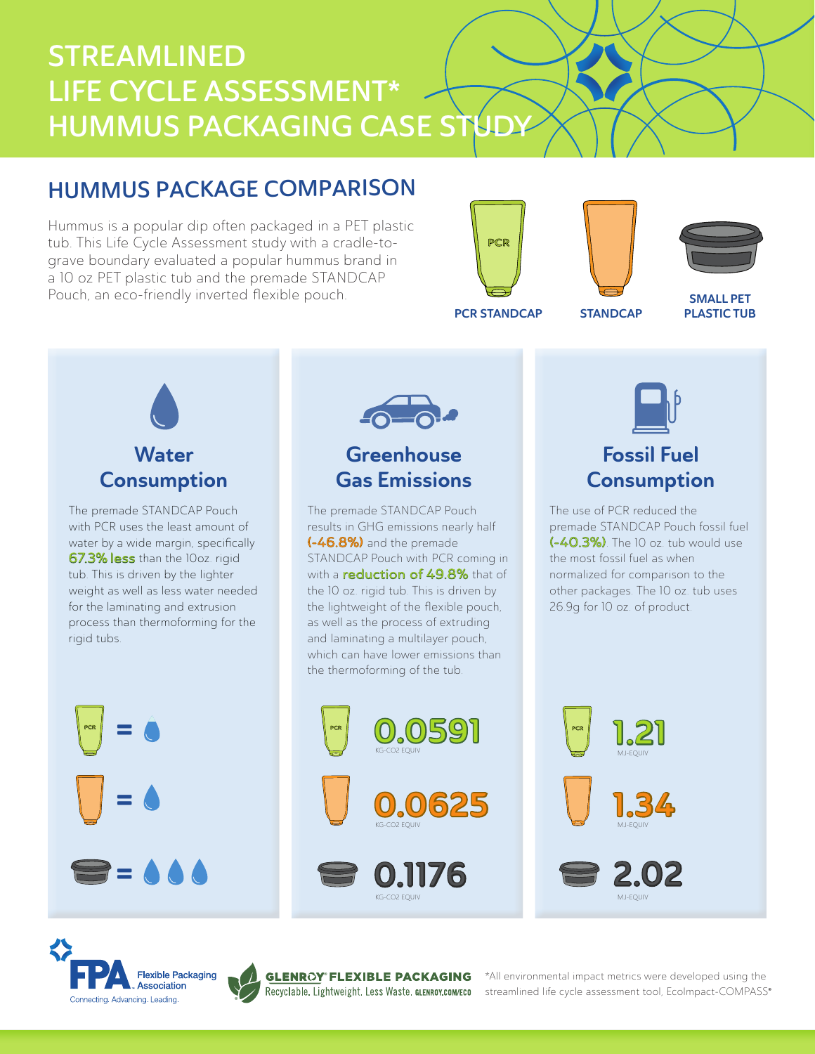# STREAMLINED LIFE CYCLE ASSESSMENT* HUMMUS PACKAGING CASE STUDY

## HUMMUS PACKAGE COMPARISON

Hummus is a popular dip often packaged in a PET plastic tub. This Life Cycle Assessment study with a cradle-to-grave boundary evaluated a popular hummus brand in a 10 oz PET plastic tub and the premade STANDCAP Pouch, an eco-friendly inverted flexible pouch.

PCR STANDCAP | STANDCAP | SMALL PET PLASTIC TUB

### Water Consumption

The premade STANDCAP Pouch with PCR uses the least amount of water by a wide margin, specifically **67.3% less** than the 10oz. rigid tub. This is driven by the lighter weight as well as less water needed for the laminating and extrusion process than thermoforming for the rigid tubs.

- PCR STANDCAP = 1 drop
- STANDCAP = 1 drop
- Small PET plastic tub = 3 drops

### Greenhouse Gas Emissions

The premade STANDCAP Pouch results in GHG emissions nearly half **(-46.8%)** and the premade STANDCAP Pouch with PCR coming in with a **reduction of 49.8%** that of the 10 oz. rigid tub. This is driven by the lightweight of the flexible pouch, as well as the process of extruding and laminating a multilayer pouch, which can have lower emissions than the thermoforming of the tub.

| Package | GHG Emissions (KG-CO2 EQUIV) |
|---|---|
| PCR STANDCAP | 0.0591 |
| STANDCAP | 0.0625 |
| Small PET Plastic Tub | 0.1176 |

### Fossil Fuel Consumption

The use of PCR reduced the premade STANDCAP Pouch fossil fuel **(-40.3%)**. The 10 oz. tub would use the most fossil fuel as when normalized for comparison to the other packages. The 10 oz. tub uses 26.9g for 10 oz. of product.

| Package | Fossil Fuel Consumption (MJ-EQUIV) |
|---|---|
| PCR STANDCAP | 1.21 |
| STANDCAP | 1.34 |
| Small PET Plastic Tub | 2.02 |

FPA Flexible Packaging Association — Connecting. Advancing. Leading.

GLENROY® FLEXIBLE PACKAGING — Recyclable. Lightweight. Less Waste. GLENROY.COM/ECO

*All environmental impact metrics were developed using the streamlined life cycle assessment tool, EcoImpact-COMPASS®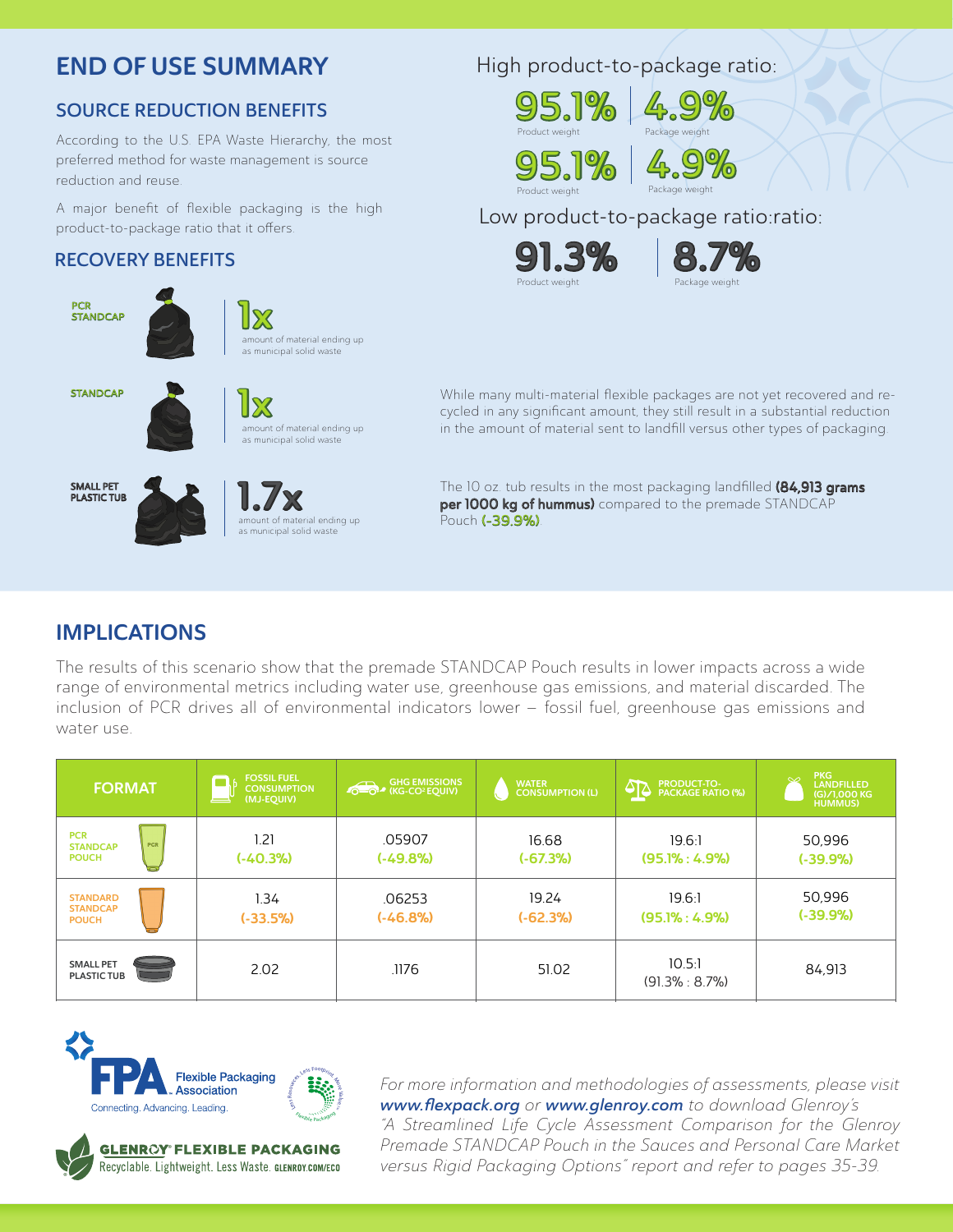# END OF USE SUMMARY

## SOURCE REDUCTION BENEFITS

According to the U.S. EPA Waste Hierarchy, the most preferred method for waste management is source reduction and reuse.

A major benefit of flexible packaging is the high product-to-package ratio that it offers.

High product-to-package ratio:

95.1% Product weight | 4.9% Package weight

95.1% Product weight | 4.9% Package weight

Low product-to-package ratio:ratio:

91.3% Product weight | 8.7% Package weight

## RECOVERY BENEFITS

PCR STANDCAP — **1x** amount of material ending up as municipal solid waste

STANDCAP — **1x** amount of material ending up as municipal solid waste

SMALL PET PLASTIC TUB — **1.7x** amount of material ending up as municipal solid waste

While many multi-material flexible packages are not yet recovered and re-cycled in any significant amount, they still result in a substantial reduction in the amount of material sent to landfill versus other types of packaging.

The 10 oz. tub results in the most packaging landfilled **(84,913 grams per 1000 kg of hummus)** compared to the premade STANDCAP Pouch **(-39.9%)**.

## IMPLICATIONS

The results of this scenario show that the premade STANDCAP Pouch results in lower impacts across a wide range of environmental metrics including water use, greenhouse gas emissions, and material discarded. The inclusion of PCR drives all of environmental indicators lower – fossil fuel, greenhouse gas emissions and water use.

| FORMAT | FOSSIL FUEL CONSUMPTION (MJ-EQUIV) | GHG EMISSIONS (KG-$CO^2$ EQUIV) | WATER CONSUMPTION (L) | PRODUCT-TO-PACKAGE RATIO (%) | PKG LANDFILLED (G)/1,000 KG HUMMUS) |
|---|---|---|---|---|---|
| PCR STANDCAP POUCH | 1.21 (-40.3%) | .05907 (-49.8%) | 16.68 (-67.3%) | 19.6:1 (95.1% : 4.9%) | 50,996 (-39.9%) |
| STANDARD STANDCAP POUCH | 1.34 (-33.5%) | .06253 (-46.8%) | 19.24 (-62.3%) | 19.6:1 (95.1% : 4.9%) | 50,996 (-39.9%) |
| SMALL PET PLASTIC TUB | 2.02 | .1176 | 51.02 | 10.5:1 (91.3% : 8.7%) | 84,913 |

FPA Flexible Packaging Association — Connecting. Advancing. Leading.

GLENROY® FLEXIBLE PACKAGING — Recyclable. Lightweight. Less Waste. GLENROY.COM/ECO

*For more information and methodologies of assessments, please visit **www.flexpack.org** or **www.glenroy.com** to download Glenroy's "A Streamlined Life Cycle Assessment Comparison for the Glenroy Premade STANDCAP Pouch in the Sauces and Personal Care Market versus Rigid Packaging Options" report and refer to pages 35-39.*